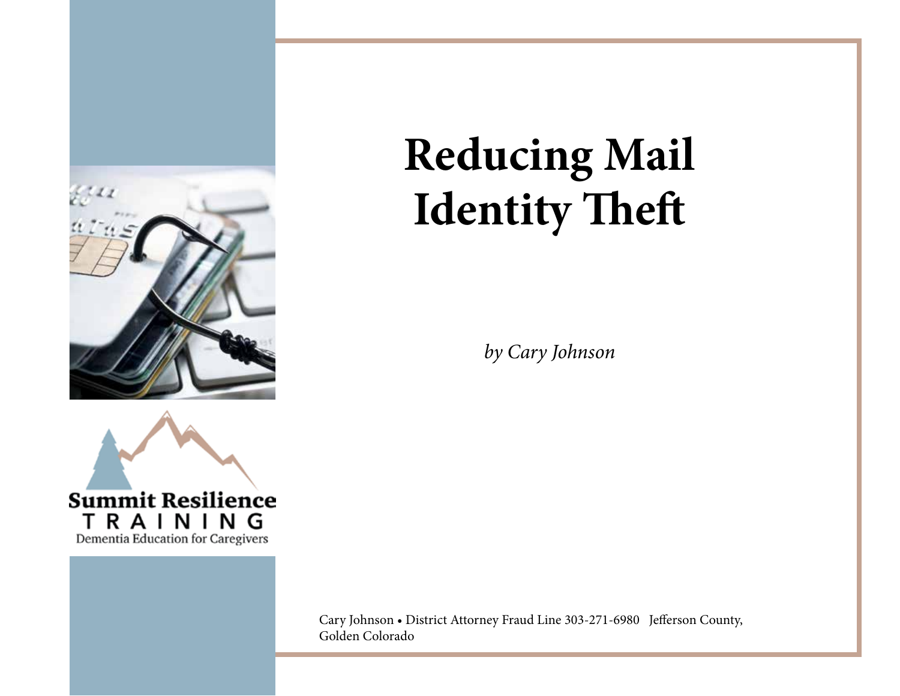Summit Resilience
TRAINING
Dementia Education for Caregivers

# Reducing Mail Identity Theft

*by Cary Johnson*

Cary Johnson • District Attorney Fraud Line 303-271-6980 Jefferson County, Golden Colorado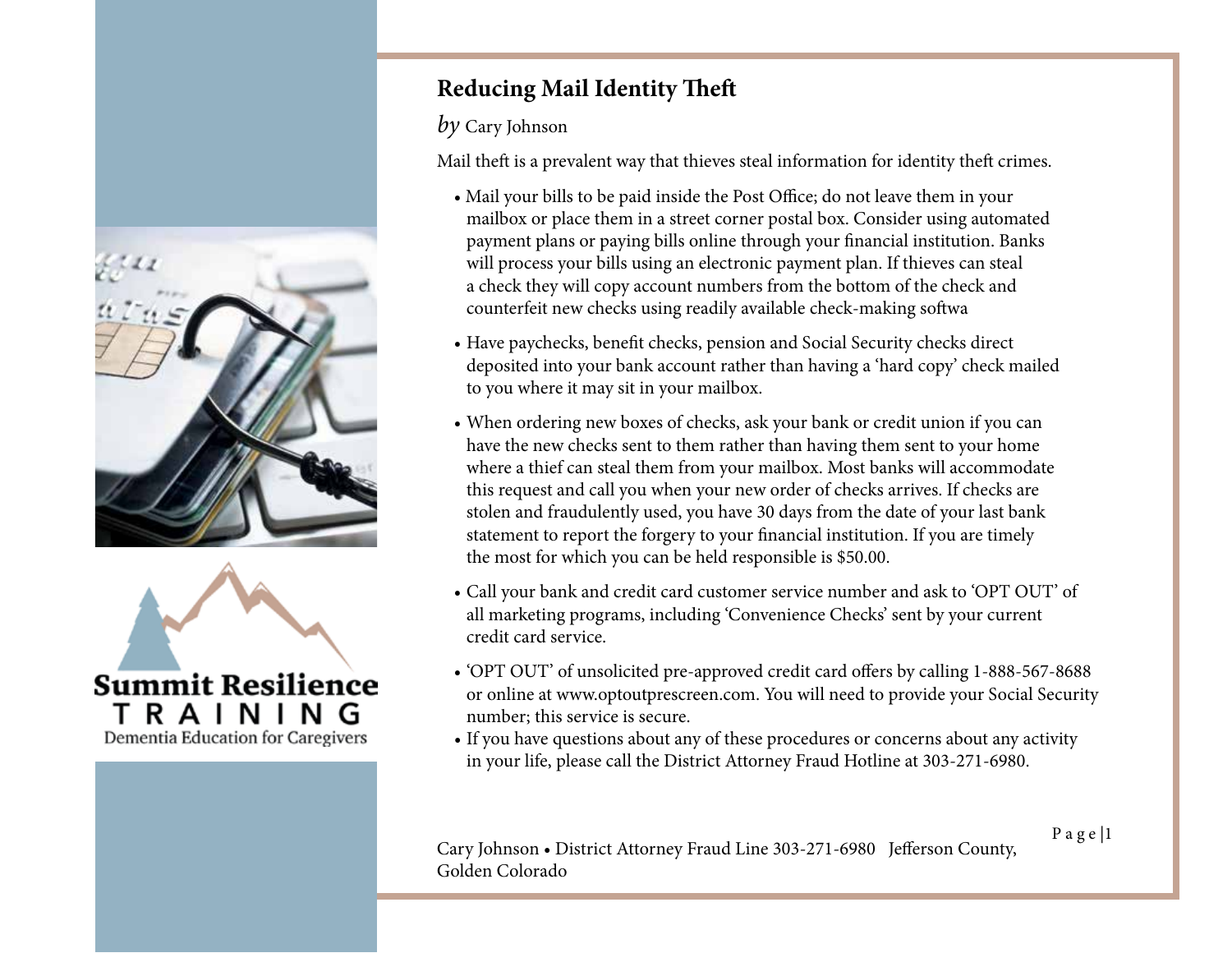## Reducing Mail Identity Theft

*by* Cary Johnson

Mail theft is a prevalent way that thieves steal information for identity theft crimes.

- Mail your bills to be paid inside the Post Office; do not leave them in your mailbox or place them in a street corner postal box. Consider using automated payment plans or paying bills online through your financial institution. Banks will process your bills using an electronic payment plan. If thieves can steal a check they will copy account numbers from the bottom of the check and counterfeit new checks using readily available check-making softwa
- Have paychecks, benefit checks, pension and Social Security checks direct deposited into your bank account rather than having a 'hard copy' check mailed to you where it may sit in your mailbox.
- When ordering new boxes of checks, ask your bank or credit union if you can have the new checks sent to them rather than having them sent to your home where a thief can steal them from your mailbox. Most banks will accommodate this request and call you when your new order of checks arrives. If checks are stolen and fraudulently used, you have 30 days from the date of your last bank statement to report the forgery to your financial institution. If you are timely the most for which you can be held responsible is $50.00.
- Call your bank and credit card customer service number and ask to 'OPT OUT' of all marketing programs, including 'Convenience Checks' sent by your current credit card service.
- 'OPT OUT' of unsolicited pre-approved credit card offers by calling 1-888-567-8688 or online at www.optoutprescreen.com. You will need to provide your Social Security number; this service is secure.
- If you have questions about any of these procedures or concerns about any activity in your life, please call the District Attorney Fraud Hotline at 303-271-6980.

Cary Johnson • District Attorney Fraud Line 303-271-6980 Jefferson County, Golden Colorado

**Summit Resilience TRAINING**
Dementia Education for Caregivers